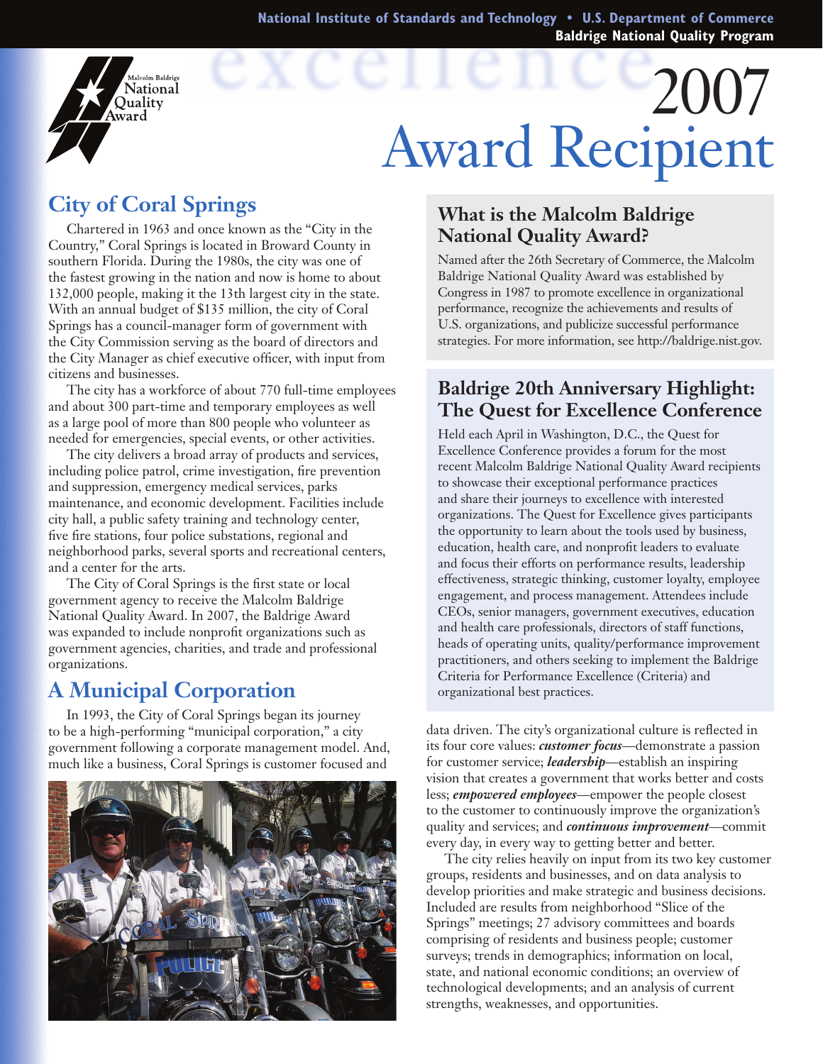National Institute of Standards and Technology • U.S. Department of Commerce
Baldrige National Quality Program

Malcolm Baldrige National Quality Award

# 2007 Award Recipient

## City of Coral Springs

Chartered in 1963 and once known as the "City in the Country," Coral Springs is located in Broward County in southern Florida. During the 1980s, the city was one of the fastest growing in the nation and now is home to about 132,000 people, making it the 13th largest city in the state. With an annual budget of $135 million, the city of Coral Springs has a council-manager form of government with the City Commission serving as the board of directors and the City Manager as chief executive officer, with input from citizens and businesses.

The city has a workforce of about 770 full-time employees and about 300 part-time and temporary employees as well as a large pool of more than 800 people who volunteer as needed for emergencies, special events, or other activities.

The city delivers a broad array of products and services, including police patrol, crime investigation, fire prevention and suppression, emergency medical services, parks maintenance, and economic development. Facilities include city hall, a public safety training and technology center, five fire stations, four police substations, regional and neighborhood parks, several sports and recreational centers, and a center for the arts.

The City of Coral Springs is the first state or local government agency to receive the Malcolm Baldrige National Quality Award. In 2007, the Baldrige Award was expanded to include nonprofit organizations such as government agencies, charities, and trade and professional organizations.

## A Municipal Corporation

In 1993, the City of Coral Springs began its journey to be a high-performing "municipal corporation," a city government following a corporate management model. And, much like a business, Coral Springs is customer focused and data driven. The city's organizational culture is reflected in its four core values: ***customer focus***—demonstrate a passion for customer service; ***leadership***—establish an inspiring vision that creates a government that works better and costs less; ***empowered employees***—empower the people closest to the customer to continuously improve the organization's quality and services; and ***continuous improvement***—commit every day, in every way to getting better and better.

The city relies heavily on input from its two key customer groups, residents and businesses, and on data analysis to develop priorities and make strategic and business decisions. Included are results from neighborhood "Slice of the Springs" meetings; 27 advisory committees and boards comprising of residents and business people; customer surveys; trends in demographics; information on local, state, and national economic conditions; an overview of technological developments; and an analysis of current strengths, weaknesses, and opportunities.

## What is the Malcolm Baldrige National Quality Award?

Named after the 26th Secretary of Commerce, the Malcolm Baldrige National Quality Award was established by Congress in 1987 to promote excellence in organizational performance, recognize the achievements and results of U.S. organizations, and publicize successful performance strategies. For more information, see http://baldrige.nist.gov.

## Baldrige 20th Anniversary Highlight: The Quest for Excellence Conference

Held each April in Washington, D.C., the Quest for Excellence Conference provides a forum for the most recent Malcolm Baldrige National Quality Award recipients to showcase their exceptional performance practices and share their journeys to excellence with interested organizations. The Quest for Excellence gives participants the opportunity to learn about the tools used by business, education, health care, and nonprofit leaders to evaluate and focus their efforts on performance results, leadership effectiveness, strategic thinking, customer loyalty, employee engagement, and process management. Attendees include CEOs, senior managers, government executives, education and health care professionals, directors of staff functions, heads of operating units, quality/performance improvement practitioners, and others seeking to implement the Baldrige Criteria for Performance Excellence (Criteria) and organizational best practices.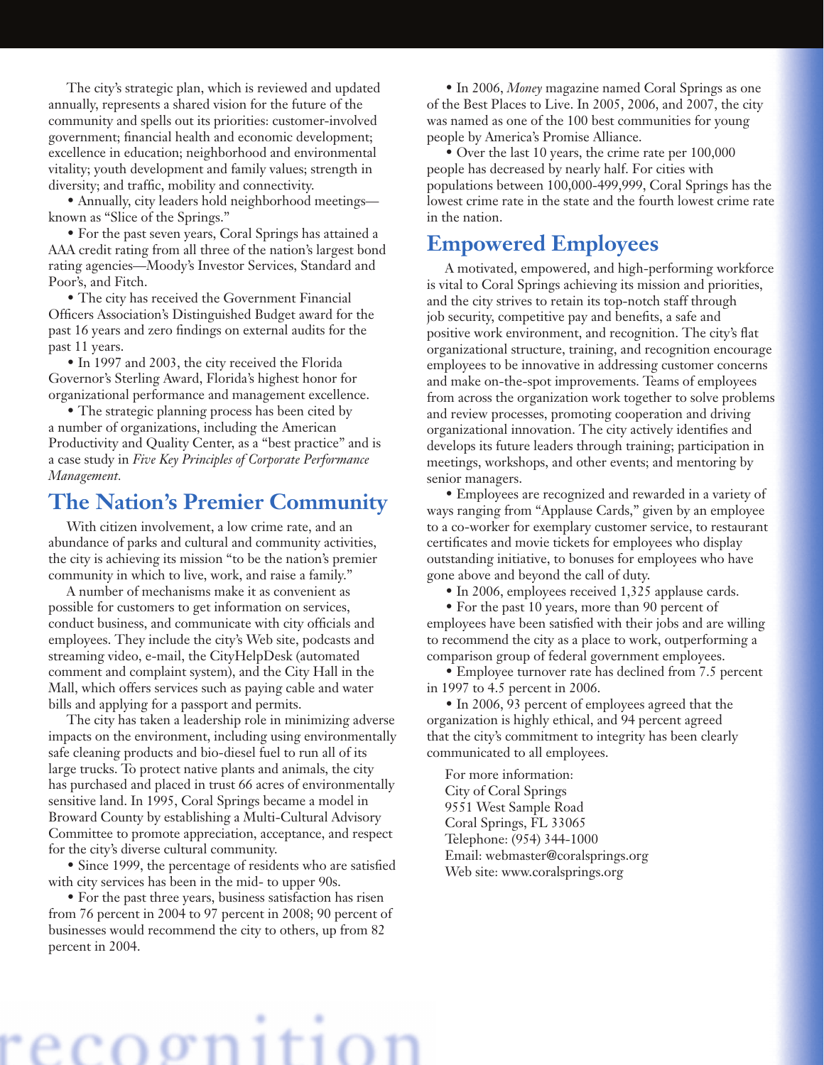The city's strategic plan, which is reviewed and updated annually, represents a shared vision for the future of the community and spells out its priorities: customer-involved government; financial health and economic development; excellence in education; neighborhood and environmental vitality; youth development and family values; strength in diversity; and traffic, mobility and connectivity.

- Annually, city leaders hold neighborhood meetings—known as "Slice of the Springs."
- For the past seven years, Coral Springs has attained a AAA credit rating from all three of the nation's largest bond rating agencies—Moody's Investor Services, Standard and Poor's, and Fitch.
- The city has received the Government Financial Officers Association's Distinguished Budget award for the past 16 years and zero findings on external audits for the past 11 years.
- In 1997 and 2003, the city received the Florida Governor's Sterling Award, Florida's highest honor for organizational performance and management excellence.
- The strategic planning process has been cited by a number of organizations, including the American Productivity and Quality Center, as a "best practice" and is a case study in *Five Key Principles of Corporate Performance Management.*

## The Nation's Premier Community

With citizen involvement, a low crime rate, and an abundance of parks and cultural and community activities, the city is achieving its mission "to be the nation's premier community in which to live, work, and raise a family."

A number of mechanisms make it as convenient as possible for customers to get information on services, conduct business, and communicate with city officials and employees. They include the city's Web site, podcasts and streaming video, e-mail, the CityHelpDesk (automated comment and complaint system), and the City Hall in the Mall, which offers services such as paying cable and water bills and applying for a passport and permits.

The city has taken a leadership role in minimizing adverse impacts on the environment, including using environmentally safe cleaning products and bio-diesel fuel to run all of its large trucks. To protect native plants and animals, the city has purchased and placed in trust 66 acres of environmentally sensitive land. In 1995, Coral Springs became a model in Broward County by establishing a Multi-Cultural Advisory Committee to promote appreciation, acceptance, and respect for the city's diverse cultural community.

- Since 1999, the percentage of residents who are satisfied with city services has been in the mid- to upper 90s.
- For the past three years, business satisfaction has risen from 76 percent in 2004 to 97 percent in 2008; 90 percent of businesses would recommend the city to others, up from 82 percent in 2004.
- In 2006, *Money* magazine named Coral Springs as one of the Best Places to Live. In 2005, 2006, and 2007, the city was named as one of the 100 best communities for young people by America's Promise Alliance.
- Over the last 10 years, the crime rate per 100,000 people has decreased by nearly half. For cities with populations between 100,000-499,999, Coral Springs has the lowest crime rate in the state and the fourth lowest crime rate in the nation.

## Empowered Employees

A motivated, empowered, and high-performing workforce is vital to Coral Springs achieving its mission and priorities, and the city strives to retain its top-notch staff through job security, competitive pay and benefits, a safe and positive work environment, and recognition. The city's flat organizational structure, training, and recognition encourage employees to be innovative in addressing customer concerns and make on-the-spot improvements. Teams of employees from across the organization work together to solve problems and review processes, promoting cooperation and driving organizational innovation. The city actively identifies and develops its future leaders through training; participation in meetings, workshops, and other events; and mentoring by senior managers.

- Employees are recognized and rewarded in a variety of ways ranging from "Applause Cards," given by an employee to a co-worker for exemplary customer service, to restaurant certificates and movie tickets for employees who display outstanding initiative, to bonuses for employees who have gone above and beyond the call of duty.
- In 2006, employees received 1,325 applause cards.
- For the past 10 years, more than 90 percent of employees have been satisfied with their jobs and are willing to recommend the city as a place to work, outperforming a comparison group of federal government employees.
- Employee turnover rate has declined from 7.5 percent in 1997 to 4.5 percent in 2006.
- In 2006, 93 percent of employees agreed that the organization is highly ethical, and 94 percent agreed that the city's commitment to integrity has been clearly communicated to all employees.

For more information:
City of Coral Springs
9551 West Sample Road
Coral Springs, FL 33065
Telephone: (954) 344-1000
Email: webmaster@coralsprings.org
Web site: www.coralsprings.org

recognition